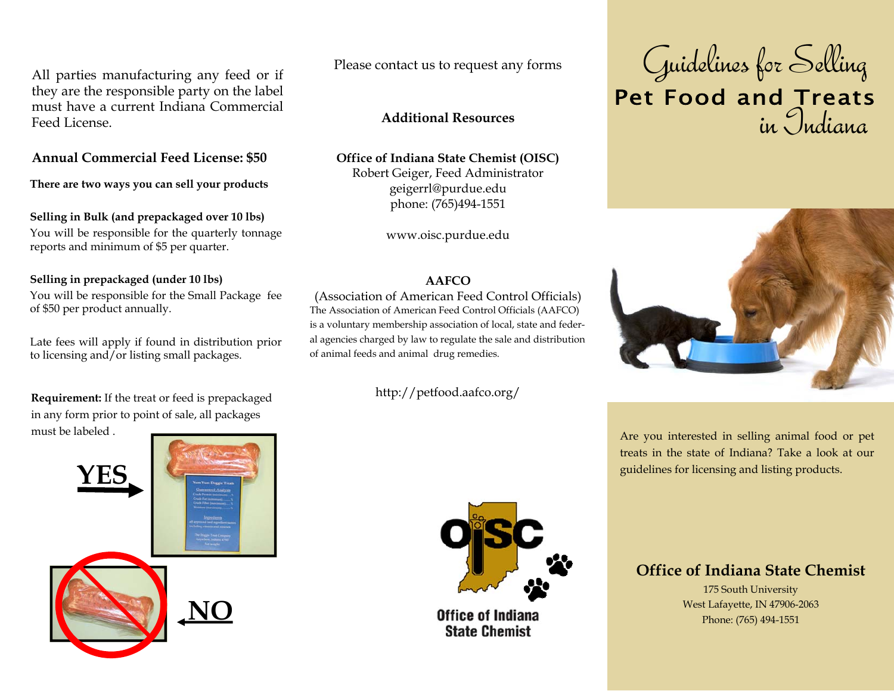All parties manufacturing any feed or if they are the responsible party on the label must have a current Indiana Commercial Feed License.

### Annual Commercial Feed License: $50

**There are two ways you can sell your products**

**Selling in Bulk (and prepackaged over 10 lbs)**
You will be responsible for the quarterly tonnage reports and minimum of $5 per quarter.

**Selling in prepackaged (under 10 lbs)**
You will be responsible for the Small Package fee of $50 per product annually.

Late fees will apply if found in distribution prior to licensing and/or listing small packages.

**Requirement:** If the treat or feed is prepackaged in any form prior to point of sale, all packages must be labeled .

YES

NO

Please contact us to request any forms

### Additional Resources

**Office of Indiana State Chemist (OISC)**
Robert Geiger, Feed Administrator
geigerrl@purdue.edu
phone: (765)494-1551

www.oisc.purdue.edu

**AAFCO**
(Association of American Feed Control Officials)
The Association of American Feed Control Officials (AAFCO) is a voluntary membership association of local, state and federal agencies charged by law to regulate the sale and distribution of animal feeds and animal drug remedies.

http://petfood.aafco.org/

Office of Indiana State Chemist

# Guidelines for Selling Pet Food and Treats in Indiana

Are you interested in selling animal food or pet treats in the state of Indiana? Take a look at our guidelines for licensing and listing products.

## Office of Indiana State Chemist

175 South University
West Lafayette, IN 47906-2063
Phone: (765) 494-1551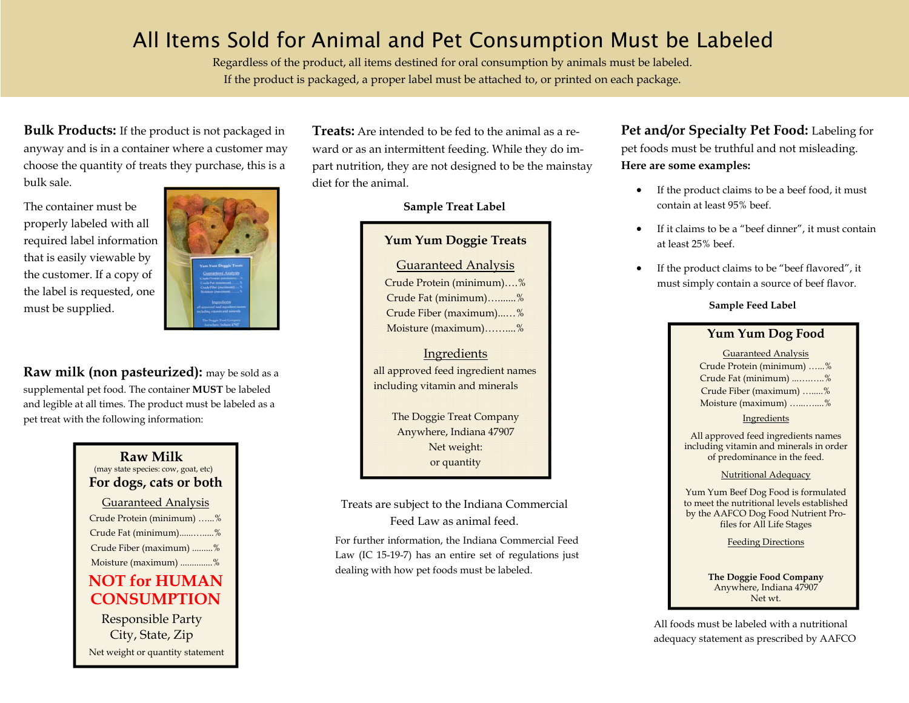# All Items Sold for Animal and Pet Consumption Must be Labeled

Regardless of the product, all items destined for oral consumption by animals must be labeled.
If the product is packaged, a proper label must be attached to, or printed on each package.

**Bulk Products:** If the product is not packaged in anyway and is in a container where a customer may choose the quantity of treats they purchase, this is a bulk sale.

The container must be properly labeled with all required label information that is easily viewable by the customer. If a copy of the label is requested, one must be supplied.

**Raw milk (non pasteurized):** may be sold as a supplemental pet food. The container **MUST** be labeled and legible at all times. The product must be labeled as a pet treat with the following information:

**Raw Milk**
(may state species: cow, goat, etc)
**For dogs, cats or both**

Guaranteed Analysis
Crude Protein (minimum) ……%
Crude Fat (minimum)……..……%
Crude Fiber (maximum) ………%
Moisture (maximum) …………..%

**NOT for HUMAN CONSUMPTION**

Responsible Party
City, State, Zip
Net weight or quantity statement

**Treats:** Are intended to be fed to the animal as a reward or as an intermittent feeding. While they do impart nutrition, they are not designed to be the mainstay diet for the animal.

**Sample Treat Label**

**Yum Yum Doggie Treats**

Guaranteed Analysis
Crude Protein (minimum)….%
Crude Fat (minimum)….......%
Crude Fiber (maximum)..….%
Moisture (maximum)……....%

Ingredients
all approved feed ingredient names including vitamin and minerals

The Doggie Treat Company
Anywhere, Indiana 47907
Net weight:
or quantity

Treats are subject to the Indiana Commercial Feed Law as animal feed.

For further information, the Indiana Commercial Feed Law (IC 15-19-7) has an entire set of regulations just dealing with how pet foods must be labeled.

**Pet and/or Specialty Pet Food:** Labeling for pet foods must be truthful and not misleading.
**Here are some examples:**

- If the product claims to be a beef food, it must contain at least 95% beef.
- If it claims to be a "beef dinner", it must contain at least 25% beef.
- If the product claims to be "beef flavored", it must simply contain a source of beef flavor.

**Sample Feed Label**

**Yum Yum Dog Food**

Guaranteed Analysis
Crude Protein (minimum) ……%
Crude Fat (minimum) ….……..%
Crude Fiber (maximum) ……..%
Moisture (maximum) …...…....%

Ingredients
All approved feed ingredients names including vitamin and minerals in order of predominance in the feed.

Nutritional Adequacy
Yum Yum Beef Dog Food is formulated to meet the nutritional levels established by the AAFCO Dog Food Nutrient Profiles for All Life Stages

Feeding Directions

**The Doggie Food Company**
Anywhere, Indiana 47907
Net wt.

All foods must be labeled with a nutritional adequacy statement as prescribed by AAFCO